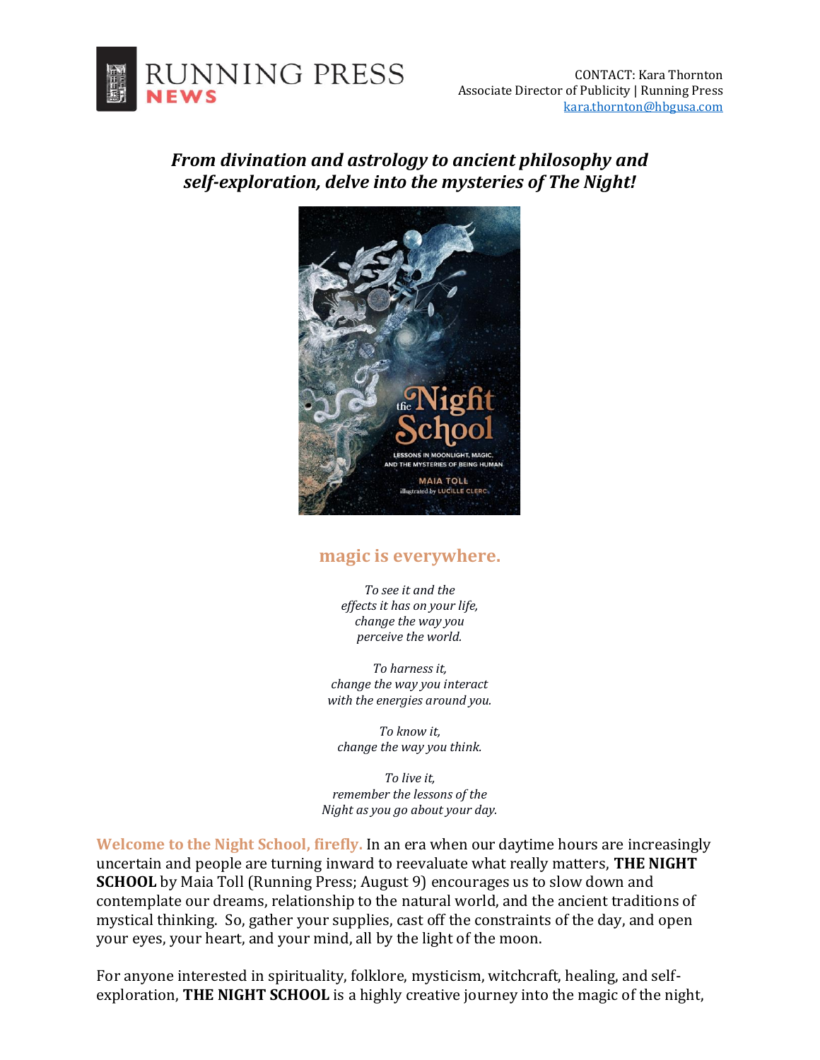RUNNING PRESS **NEWS**

CONTACT: Kara Thornton
Associate Director of Publicity | Running Press
kara.thornton@hbgusa.com

***From divination and astrology to ancient philosophy and self-exploration, delve into the mysteries of The Night!***

## magic is everywhere.

*To see it and the effects it has on your life, change the way you perceive the world.*

*To harness it, change the way you interact with the energies around you.*

*To know it, change the way you think.*

*To live it, remember the lessons of the Night as you go about your day.*

**Welcome to the Night School, firefly.** In an era when our daytime hours are increasingly uncertain and people are turning inward to reevaluate what really matters, **THE NIGHT SCHOOL** by Maia Toll (Running Press; August 9) encourages us to slow down and contemplate our dreams, relationship to the natural world, and the ancient traditions of mystical thinking. So, gather your supplies, cast off the constraints of the day, and open your eyes, your heart, and your mind, all by the light of the moon.

For anyone interested in spirituality, folklore, mysticism, witchcraft, healing, and self-exploration, **THE NIGHT SCHOOL** is a highly creative journey into the magic of the night,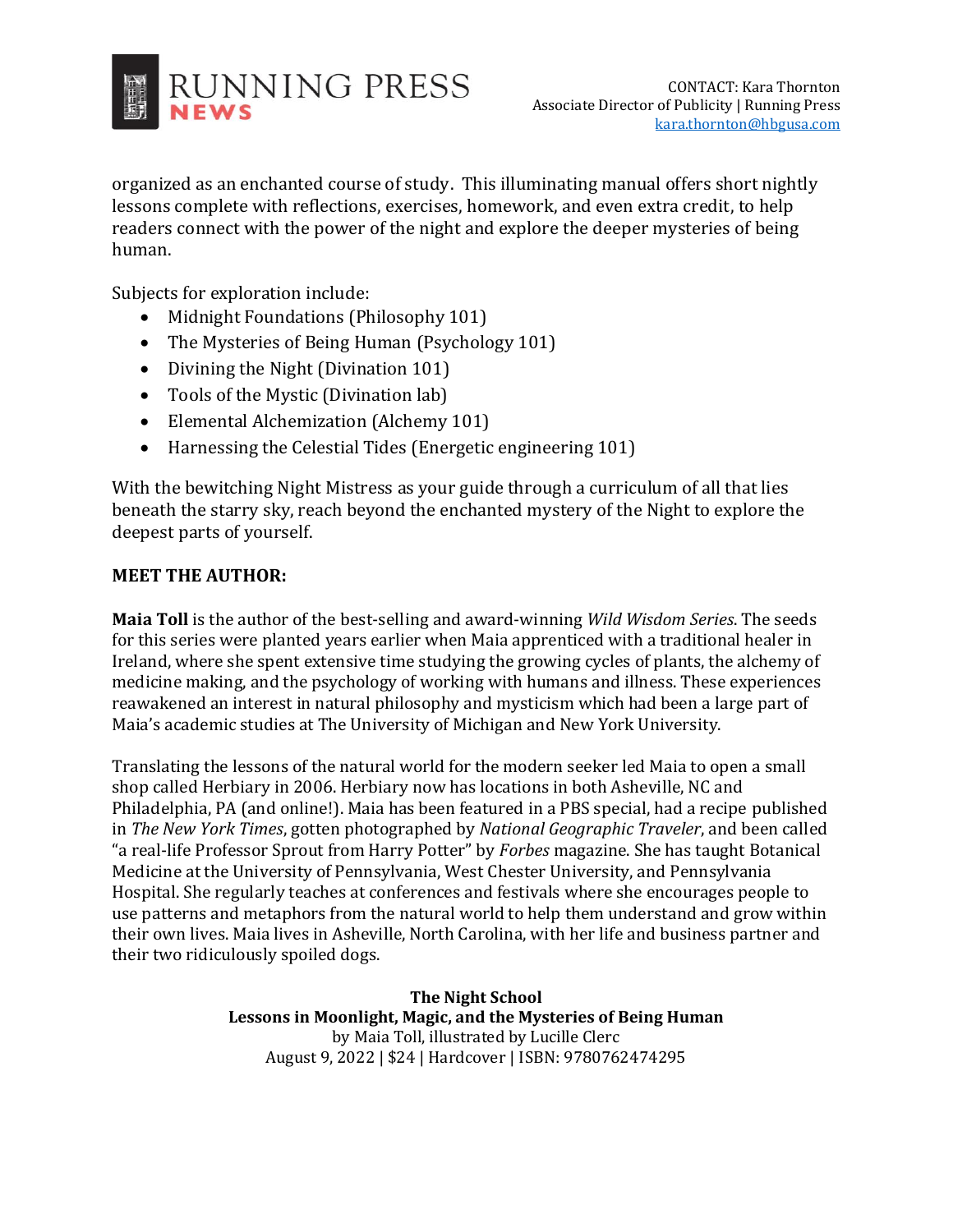organized as an enchanted course of study. This illuminating manual offers short nightly lessons complete with reflections, exercises, homework, and even extra credit, to help readers connect with the power of the night and explore the deeper mysteries of being human.

Subjects for exploration include:

- Midnight Foundations (Philosophy 101)
- The Mysteries of Being Human (Psychology 101)
- Divining the Night (Divination 101)
- Tools of the Mystic (Divination lab)
- Elemental Alchemization (Alchemy 101)
- Harnessing the Celestial Tides (Energetic engineering 101)

With the bewitching Night Mistress as your guide through a curriculum of all that lies beneath the starry sky, reach beyond the enchanted mystery of the Night to explore the deepest parts of yourself.

**MEET THE AUTHOR:**

**Maia Toll** is the author of the best-selling and award-winning *Wild Wisdom Series*. The seeds for this series were planted years earlier when Maia apprenticed with a traditional healer in Ireland, where she spent extensive time studying the growing cycles of plants, the alchemy of medicine making, and the psychology of working with humans and illness. These experiences reawakened an interest in natural philosophy and mysticism which had been a large part of Maia's academic studies at The University of Michigan and New York University.

Translating the lessons of the natural world for the modern seeker led Maia to open a small shop called Herbiary in 2006. Herbiary now has locations in both Asheville, NC and Philadelphia, PA (and online!). Maia has been featured in a PBS special, had a recipe published in *The New York Times*, gotten photographed by *National Geographic Traveler*, and been called "a real-life Professor Sprout from Harry Potter" by *Forbes* magazine. She has taught Botanical Medicine at the University of Pennsylvania, West Chester University, and Pennsylvania Hospital. She regularly teaches at conferences and festivals where she encourages people to use patterns and metaphors from the natural world to help them understand and grow within their own lives. Maia lives in Asheville, North Carolina, with her life and business partner and their two ridiculously spoiled dogs.

**The Night School**
**Lessons in Moonlight, Magic, and the Mysteries of Being Human**
by Maia Toll, illustrated by Lucille Clerc
August 9, 2022 | $24 | Hardcover | ISBN: 9780762474295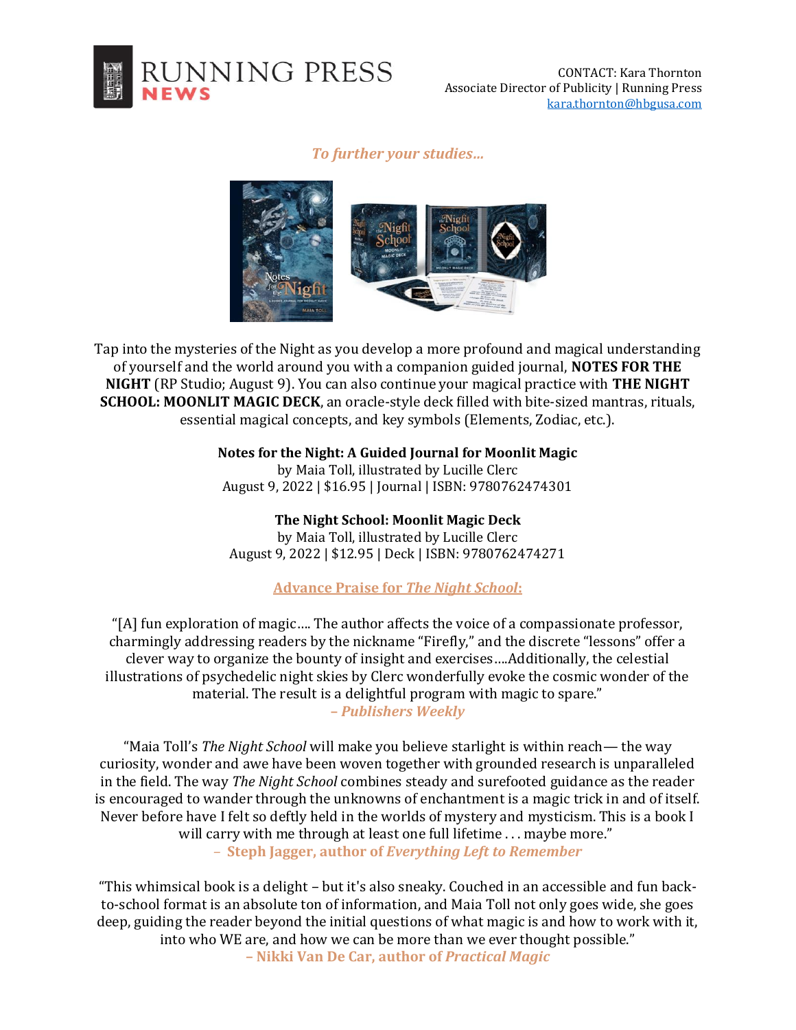RUNNING PRESS NEWS

CONTACT: Kara Thornton
Associate Director of Publicity | Running Press
kara.thornton@hbgusa.com

***To further your studies…***

Tap into the mysteries of the Night as you develop a more profound and magical understanding of yourself and the world around you with a companion guided journal, **NOTES FOR THE NIGHT** (RP Studio; August 9). You can also continue your magical practice with **THE NIGHT SCHOOL: MOONLIT MAGIC DECK**, an oracle-style deck filled with bite-sized mantras, rituals, essential magical concepts, and key symbols (Elements, Zodiac, etc.).

**Notes for the Night: A Guided Journal for Moonlit Magic**
by Maia Toll, illustrated by Lucille Clerc
August 9, 2022 | $16.95 | Journal | ISBN: 9780762474301

**The Night School: Moonlit Magic Deck**
by Maia Toll, illustrated by Lucille Clerc
August 9, 2022 | $12.95 | Deck | ISBN: 9780762474271

**Advance Praise for *The Night School*:**

"[A] fun exploration of magic…. The author affects the voice of a compassionate professor, charmingly addressing readers by the nickname "Firefly," and the discrete "lessons" offer a clever way to organize the bounty of insight and exercises….Additionally, the celestial illustrations of psychedelic night skies by Clerc wonderfully evoke the cosmic wonder of the material. The result is a delightful program with magic to spare."
***– Publishers Weekly***

"Maia Toll's *The Night School* will make you believe starlight is within reach— the way curiosity, wonder and awe have been woven together with grounded research is unparalleled in the field. The way *The Night School* combines steady and surefooted guidance as the reader is encouraged to wander through the unknowns of enchantment is a magic trick in and of itself. Never before have I felt so deftly held in the worlds of mystery and mysticism. This is a book I will carry with me through at least one full lifetime . . . maybe more."
**– Steph Jagger, author of *Everything Left to Remember***

"This whimsical book is a delight – but it's also sneaky. Couched in an accessible and fun back-to-school format is an absolute ton of information, and Maia Toll not only goes wide, she goes deep, guiding the reader beyond the initial questions of what magic is and how to work with it, into who WE are, and how we can be more than we ever thought possible."
**– Nikki Van De Car, author of *Practical Magic***